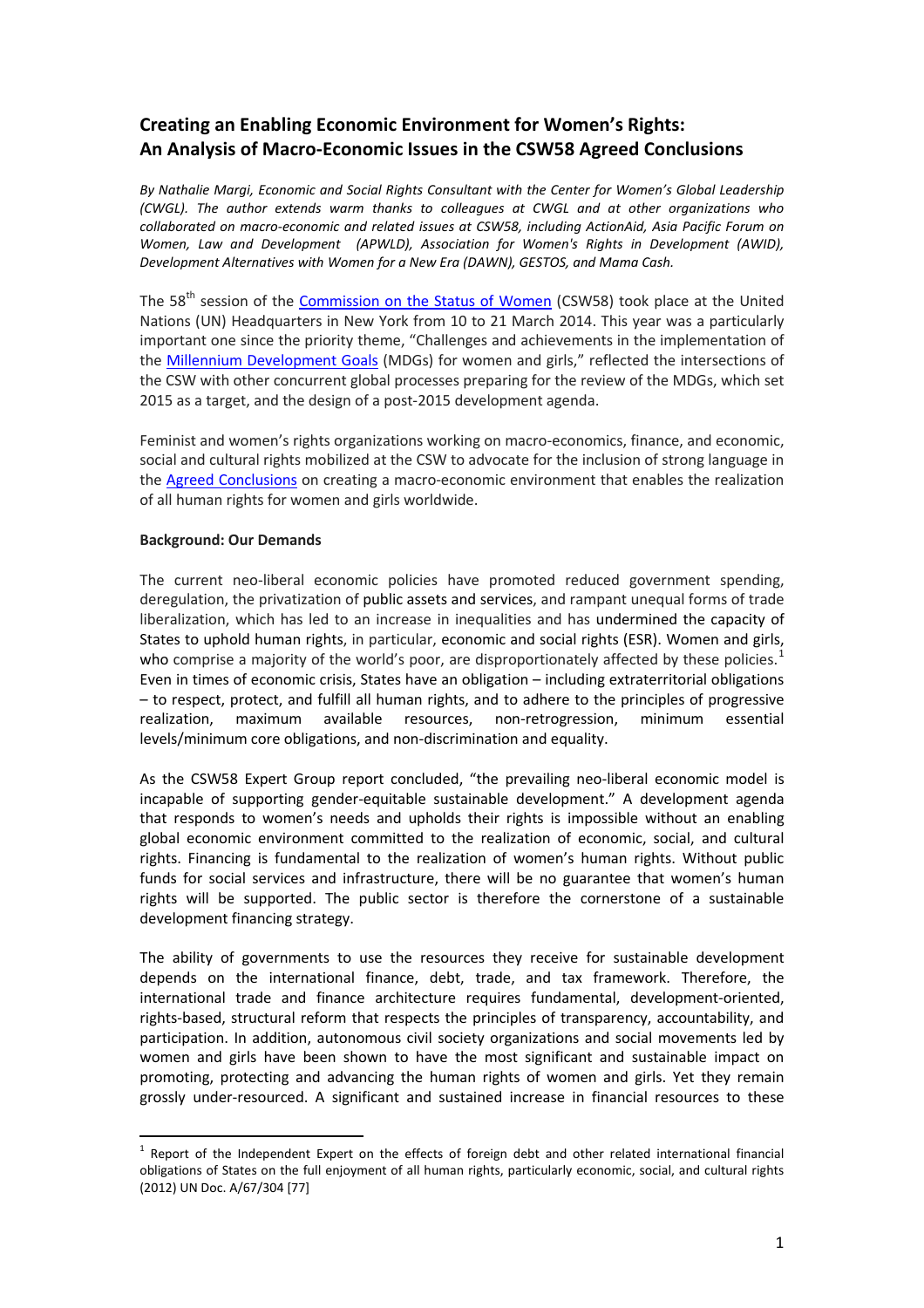# Creating an Enabling Economic Environment for Women's Rights: An Analysis of Macro-Economic Issues in the CSW58 Agreed Conclusions

*By Nathalie Margi, Economic and Social Rights Consultant with the Center for Women's Global Leadership (CWGL). The author extends warm thanks to colleagues at CWGL and at other organizations who collaborated on macro-economic and related issues at CSW58, including ActionAid, Asia Pacific Forum on Women, Law and Development (APWLD), Association for Women's Rights in Development (AWID), Development Alternatives with Women for a New Era (DAWN), GESTOS, and Mama Cash.*

The 58th session of the Commission on the Status of Women (CSW58) took place at the United Nations (UN) Headquarters in New York from 10 to 21 March 2014. This year was a particularly important one since the priority theme, "Challenges and achievements in the implementation of the Millennium Development Goals (MDGs) for women and girls," reflected the intersections of the CSW with other concurrent global processes preparing for the review of the MDGs, which set 2015 as a target, and the design of a post-2015 development agenda.

Feminist and women's rights organizations working on macro-economics, finance, and economic, social and cultural rights mobilized at the CSW to advocate for the inclusion of strong language in the Agreed Conclusions on creating a macro-economic environment that enables the realization of all human rights for women and girls worldwide.

**Background: Our Demands**

The current neo-liberal economic policies have promoted reduced government spending, deregulation, the privatization of public assets and services, and rampant unequal forms of trade liberalization, which has led to an increase in inequalities and has undermined the capacity of States to uphold human rights, in particular, economic and social rights (ESR). Women and girls, who comprise a majority of the world's poor, are disproportionately affected by these policies.[1] Even in times of economic crisis, States have an obligation – including extraterritorial obligations – to respect, protect, and fulfill all human rights, and to adhere to the principles of progressive realization, maximum available resources, non-retrogression, minimum essential levels/minimum core obligations, and non-discrimination and equality.

As the CSW58 Expert Group report concluded, "the prevailing neo-liberal economic model is incapable of supporting gender-equitable sustainable development." A development agenda that responds to women's needs and upholds their rights is impossible without an enabling global economic environment committed to the realization of economic, social, and cultural rights. Financing is fundamental to the realization of women's human rights. Without public funds for social services and infrastructure, there will be no guarantee that women's human rights will be supported. The public sector is therefore the cornerstone of a sustainable development financing strategy.

The ability of governments to use the resources they receive for sustainable development depends on the international finance, debt, trade, and tax framework. Therefore, the international trade and finance architecture requires fundamental, development-oriented, rights-based, structural reform that respects the principles of transparency, accountability, and participation. In addition, autonomous civil society organizations and social movements led by women and girls have been shown to have the most significant and sustainable impact on promoting, protecting and advancing the human rights of women and girls. Yet they remain grossly under-resourced. A significant and sustained increase in financial resources to these

[1] Report of the Independent Expert on the effects of foreign debt and other related international financial obligations of States on the full enjoyment of all human rights, particularly economic, social, and cultural rights (2012) UN Doc. A/67/304 [77]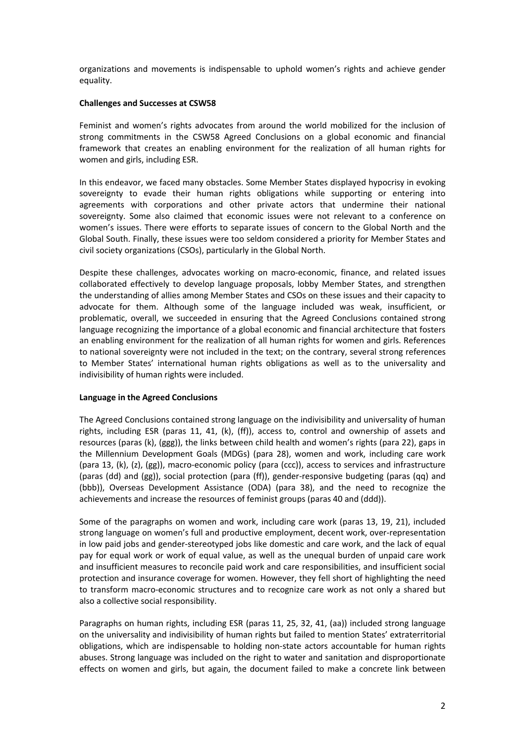organizations and movements is indispensable to uphold women's rights and achieve gender equality.

**Challenges and Successes at CSW58**

Feminist and women's rights advocates from around the world mobilized for the inclusion of strong commitments in the CSW58 Agreed Conclusions on a global economic and financial framework that creates an enabling environment for the realization of all human rights for women and girls, including ESR.

In this endeavor, we faced many obstacles. Some Member States displayed hypocrisy in evoking sovereignty to evade their human rights obligations while supporting or entering into agreements with corporations and other private actors that undermine their national sovereignty. Some also claimed that economic issues were not relevant to a conference on women's issues. There were efforts to separate issues of concern to the Global North and the Global South. Finally, these issues were too seldom considered a priority for Member States and civil society organizations (CSOs), particularly in the Global North.

Despite these challenges, advocates working on macro-economic, finance, and related issues collaborated effectively to develop language proposals, lobby Member States, and strengthen the understanding of allies among Member States and CSOs on these issues and their capacity to advocate for them. Although some of the language included was weak, insufficient, or problematic, overall, we succeeded in ensuring that the Agreed Conclusions contained strong language recognizing the importance of a global economic and financial architecture that fosters an enabling environment for the realization of all human rights for women and girls. References to national sovereignty were not included in the text; on the contrary, several strong references to Member States' international human rights obligations as well as to the universality and indivisibility of human rights were included.

**Language in the Agreed Conclusions**

The Agreed Conclusions contained strong language on the indivisibility and universality of human rights, including ESR (paras 11, 41, (k), (ff)), access to, control and ownership of assets and resources (paras (k), (ggg)), the links between child health and women's rights (para 22), gaps in the Millennium Development Goals (MDGs) (para 28), women and work, including care work (para 13, (k), (z), (gg)), macro-economic policy (para (ccc)), access to services and infrastructure (paras (dd) and (gg)), social protection (para (ff)), gender-responsive budgeting (paras (qq) and (bbb)), Overseas Development Assistance (ODA) (para 38), and the need to recognize the achievements and increase the resources of feminist groups (paras 40 and (ddd)).

Some of the paragraphs on women and work, including care work (paras 13, 19, 21), included strong language on women's full and productive employment, decent work, over-representation in low paid jobs and gender-stereotyped jobs like domestic and care work, and the lack of equal pay for equal work or work of equal value, as well as the unequal burden of unpaid care work and insufficient measures to reconcile paid work and care responsibilities, and insufficient social protection and insurance coverage for women. However, they fell short of highlighting the need to transform macro-economic structures and to recognize care work as not only a shared but also a collective social responsibility.

Paragraphs on human rights, including ESR (paras 11, 25, 32, 41, (aa)) included strong language on the universality and indivisibility of human rights but failed to mention States' extraterritorial obligations, which are indispensable to holding non-state actors accountable for human rights abuses. Strong language was included on the right to water and sanitation and disproportionate effects on women and girls, but again, the document failed to make a concrete link between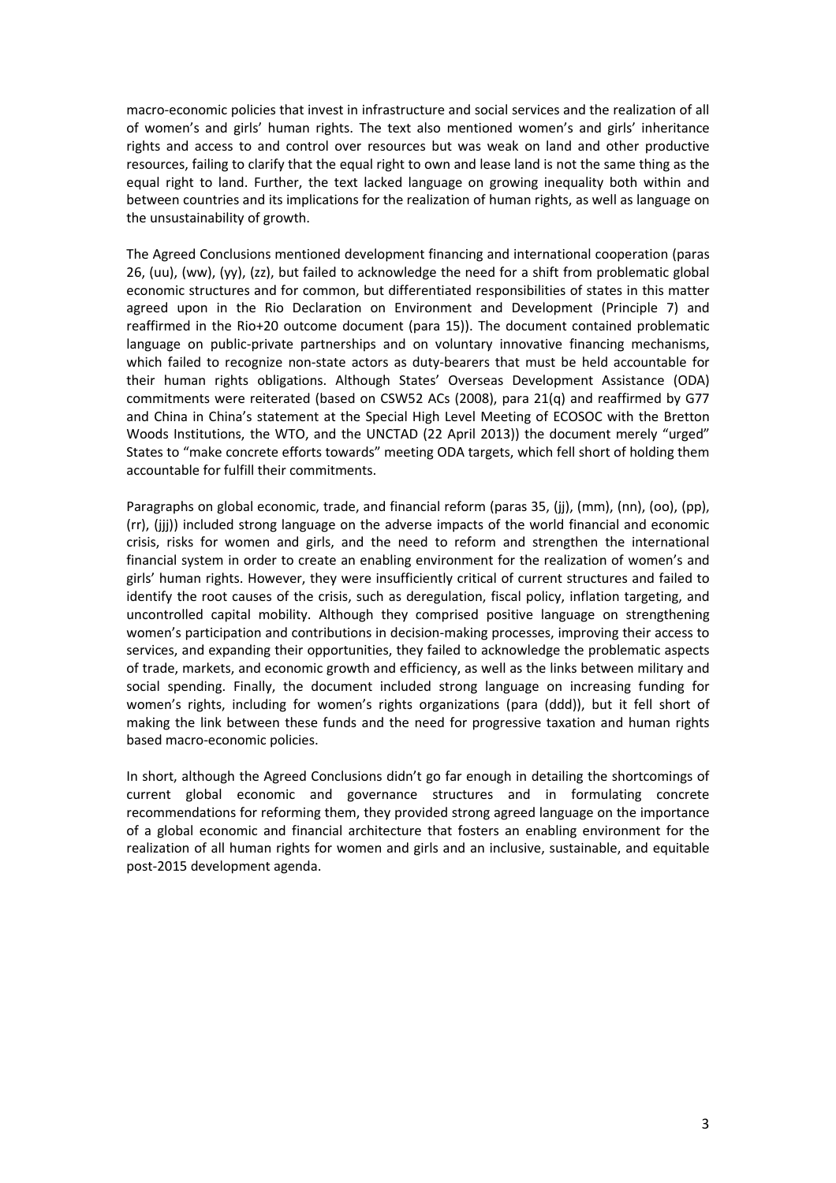macro-economic policies that invest in infrastructure and social services and the realization of all of women's and girls' human rights. The text also mentioned women's and girls' inheritance rights and access to and control over resources but was weak on land and other productive resources, failing to clarify that the equal right to own and lease land is not the same thing as the equal right to land. Further, the text lacked language on growing inequality both within and between countries and its implications for the realization of human rights, as well as language on the unsustainability of growth.

The Agreed Conclusions mentioned development financing and international cooperation (paras 26, (uu), (ww), (yy), (zz), but failed to acknowledge the need for a shift from problematic global economic structures and for common, but differentiated responsibilities of states in this matter agreed upon in the Rio Declaration on Environment and Development (Principle 7) and reaffirmed in the Rio+20 outcome document (para 15)). The document contained problematic language on public-private partnerships and on voluntary innovative financing mechanisms, which failed to recognize non-state actors as duty-bearers that must be held accountable for their human rights obligations. Although States' Overseas Development Assistance (ODA) commitments were reiterated (based on CSW52 ACs (2008), para 21(q) and reaffirmed by G77 and China in China's statement at the Special High Level Meeting of ECOSOC with the Bretton Woods Institutions, the WTO, and the UNCTAD (22 April 2013)) the document merely "urged" States to "make concrete efforts towards" meeting ODA targets, which fell short of holding them accountable for fulfill their commitments.

Paragraphs on global economic, trade, and financial reform (paras 35, (jj), (mm), (nn), (oo), (pp), (rr), (jjj)) included strong language on the adverse impacts of the world financial and economic crisis, risks for women and girls, and the need to reform and strengthen the international financial system in order to create an enabling environment for the realization of women's and girls' human rights. However, they were insufficiently critical of current structures and failed to identify the root causes of the crisis, such as deregulation, fiscal policy, inflation targeting, and uncontrolled capital mobility. Although they comprised positive language on strengthening women's participation and contributions in decision-making processes, improving their access to services, and expanding their opportunities, they failed to acknowledge the problematic aspects of trade, markets, and economic growth and efficiency, as well as the links between military and social spending. Finally, the document included strong language on increasing funding for women's rights, including for women's rights organizations (para (ddd)), but it fell short of making the link between these funds and the need for progressive taxation and human rights based macro-economic policies.

In short, although the Agreed Conclusions didn't go far enough in detailing the shortcomings of current global economic and governance structures and in formulating concrete recommendations for reforming them, they provided strong agreed language on the importance of a global economic and financial architecture that fosters an enabling environment for the realization of all human rights for women and girls and an inclusive, sustainable, and equitable post-2015 development agenda.